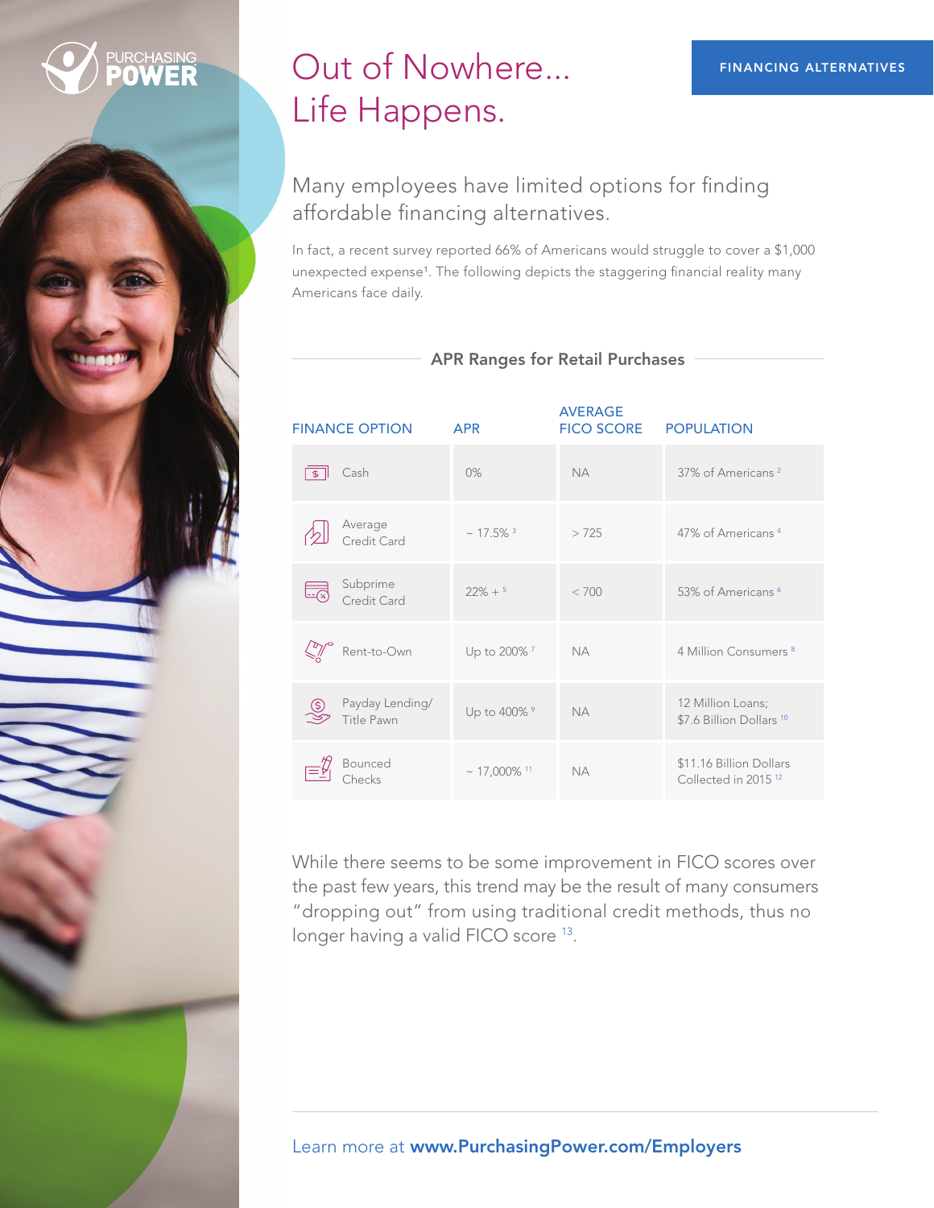FINANCING ALTERNATIVES

# Out of Nowhere... Life Happens.

## Many employees have limited options for finding affordable financing alternatives.

In fact, a recent survey reported 66% of Americans would struggle to cover a $1,000 unexpected expense[1]. The following depicts the staggering financial reality many Americans face daily.

### APR Ranges for Retail Purchases

| FINANCE OPTION | APR | AVERAGE FICO SCORE | POPULATION |
|---|---|---|---|
| Cash | 0% | NA | 37% of Americans [2] |
| Average Credit Card | ~ 17.5% [3] | > 725 | 47% of Americans [4] |
| Subprime Credit Card | 22% + [5] | < 700 | 53% of Americans [6] |
| Rent-to-Own | Up to 200% [7] | NA | 4 Million Consumers [8] |
| Payday Lending/ Title Pawn | Up to 400% [9] | NA | 12 Million Loans; $7.6 Billion Dollars [10] |
| Bounced Checks | ~ 17,000% [11] | NA | $11.16 Billion Dollars Collected in 2015 [12] |

While there seems to be some improvement in FICO scores over the past few years, this trend may be the result of many consumers "dropping out" from using traditional credit methods, thus no longer having a valid FICO score [13].

Learn more at **www.PurchasingPower.com/Employers**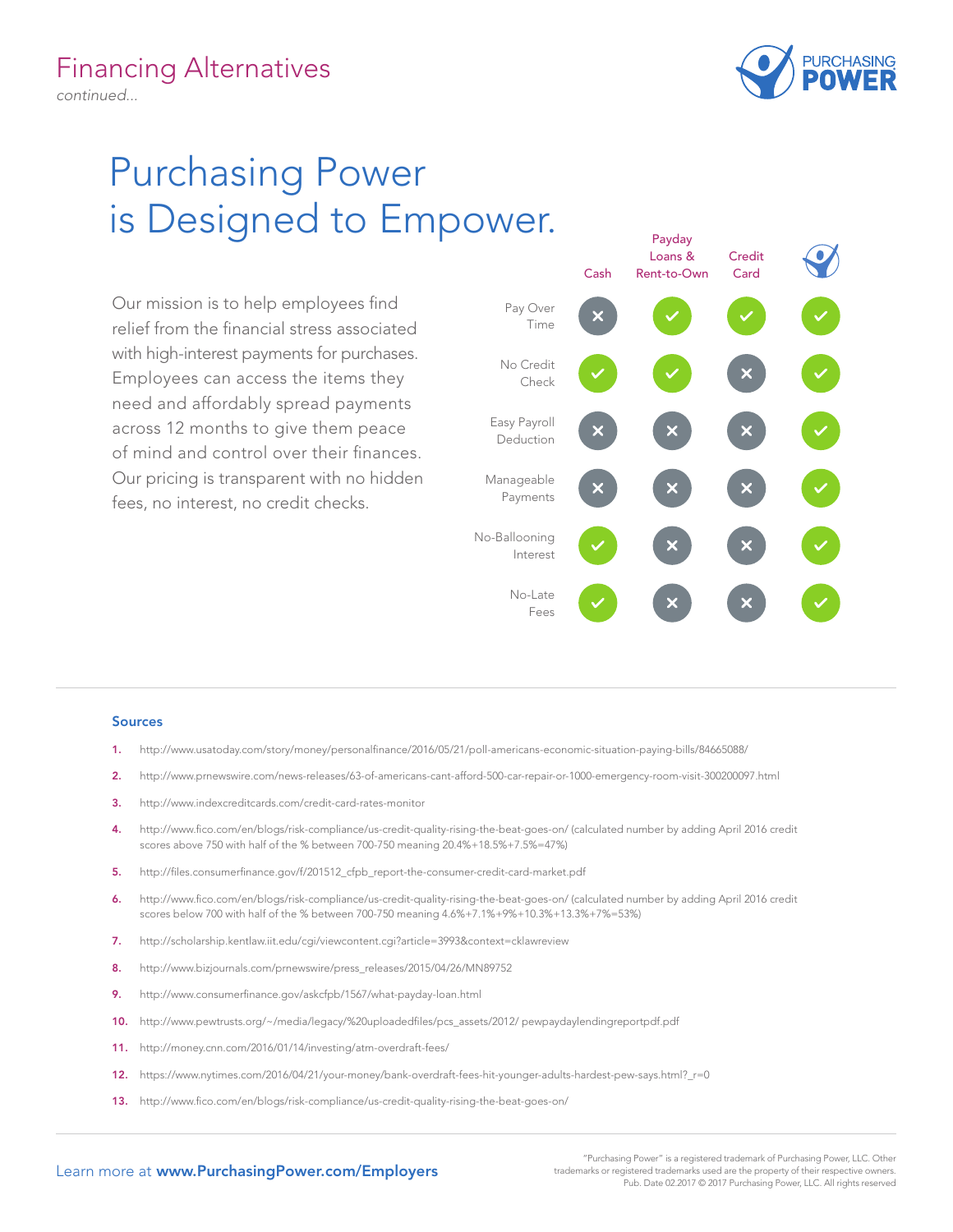# Financing Alternatives

*continued...*

## Purchasing Power is Designed to Empower.

Our mission is to help employees find relief from the financial stress associated with high-interest payments for purchases. Employees can access the items they need and affordably spread payments across 12 months to give them peace of mind and control over their finances. Our pricing is transparent with no hidden fees, no interest, no credit checks.

| | Cash | Payday Loans & Rent-to-Own | Credit Card | Purchasing Power |
|---|---|---|---|---|
| Pay Over Time | ✗ | ✓ | ✓ | ✓ |
| No Credit Check | ✓ | ✓ | ✗ | ✓ |
| Easy Payroll Deduction | ✗ | ✗ | ✗ | ✓ |
| Manageable Payments | ✗ | ✗ | ✗ | ✓ |
| No-Ballooning Interest | ✓ | ✗ | ✗ | ✓ |
| No-Late Fees | ✓ | ✗ | ✗ | ✓ |

### Sources

1. http://www.usatoday.com/story/money/personalfinance/2016/05/21/poll-americans-economic-situation-paying-bills/84665088/
2. http://www.prnewswire.com/news-releases/63-of-americans-cant-afford-500-car-repair-or-1000-emergency-room-visit-300200097.html
3. http://www.indexcreditcards.com/credit-card-rates-monitor
4. http://www.fico.com/en/blogs/risk-compliance/us-credit-quality-rising-the-beat-goes-on/ (calculated number by adding April 2016 credit scores above 750 with half of the % between 700-750 meaning 20.4%+18.5%+7.5%=47%)
5. http://files.consumerfinance.gov/f/201512_cfpb_report-the-consumer-credit-card-market.pdf
6. http://www.fico.com/en/blogs/risk-compliance/us-credit-quality-rising-the-beat-goes-on/ (calculated number by adding April 2016 credit scores below 700 with half of the % between 700-750 meaning 4.6%+7.1%+9%+10.3%+13.3%+7%=53%)
7. http://scholarship.kentlaw.iit.edu/cgi/viewcontent.cgi?article=3993&context=cklawreview
8. http://www.bizjournals.com/prnewswire/press_releases/2015/04/26/MN89752
9. http://www.consumerfinance.gov/askcfpb/1567/what-payday-loan.html
10. http://www.pewtrusts.org/~/media/legacy/%20uploadedfiles/pcs_assets/2012/ pewpaydaylendingreportpdf.pdf
11. http://money.cnn.com/2016/01/14/investing/atm-overdraft-fees/
12. https://www.nytimes.com/2016/04/21/your-money/bank-overdraft-fees-hit-younger-adults-hardest-pew-says.html?_r=0
13. http://www.fico.com/en/blogs/risk-compliance/us-credit-quality-rising-the-beat-goes-on/

Learn more at **www.PurchasingPower.com/Employers**

"Purchasing Power" is a registered trademark of Purchasing Power, LLC. Other trademarks or registered trademarks used are the property of their respective owners. Pub. Date 02.2017 © 2017 Purchasing Power, LLC. All rights reserved